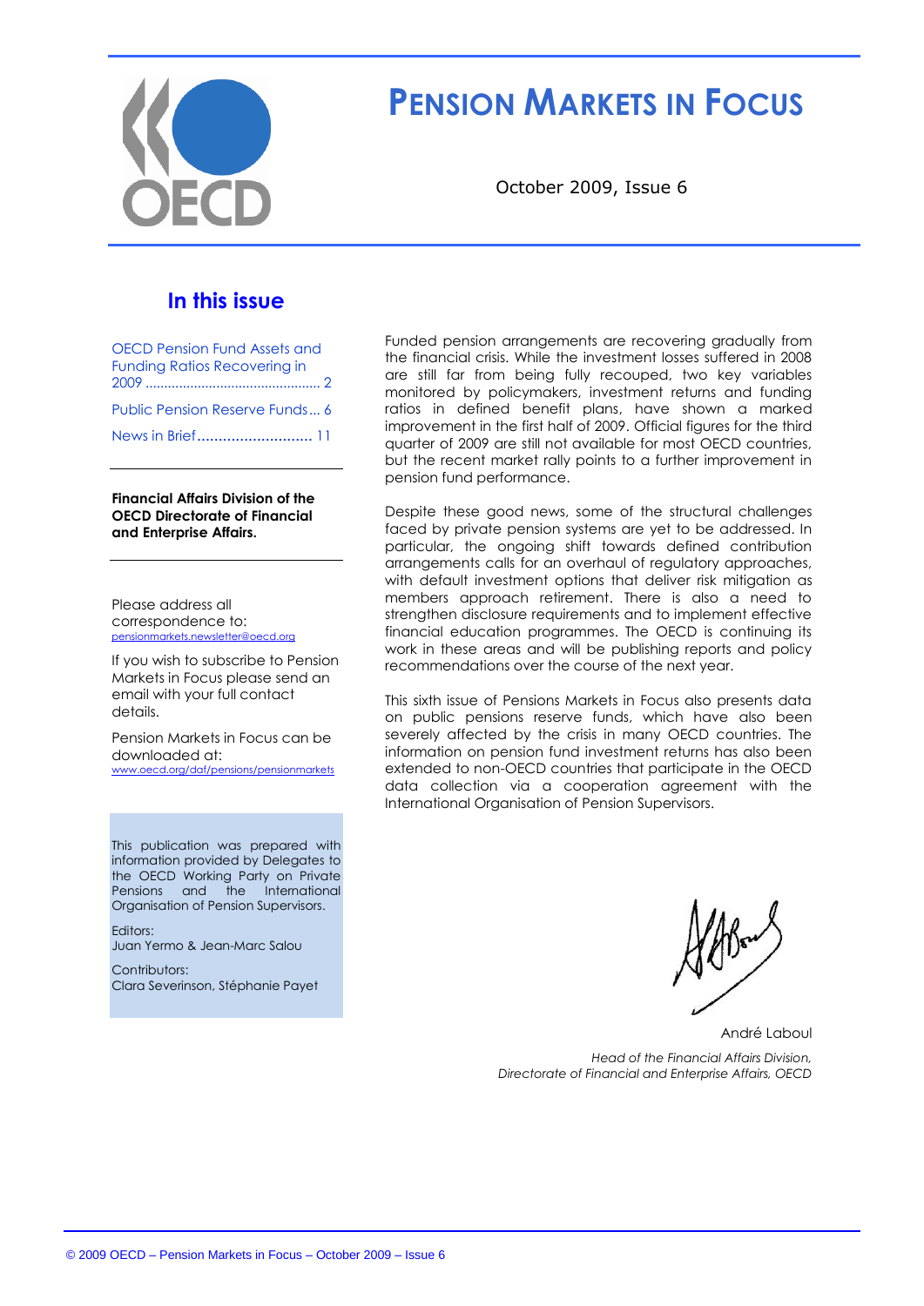# PENSION MARKETS IN FOCUS

October 2009, Issue 6

## In this issue

- OECD Pension Fund Assets and Funding Ratios Recovering in 2009 ............................................. 2
- Public Pension Reserve Funds... 6
- News in Brief........................... 11

**Financial Affairs Division of the OECD Directorate of Financial and Enterprise Affairs.**

Please address all correspondence to:
pensionmarkets.newsletter@oecd.org

If you wish to subscribe to Pension Markets in Focus please send an email with your full contact details.

Pension Markets in Focus can be downloaded at:
www.oecd.org/daf/pensions/pensionmarkets

This publication was prepared with information provided by Delegates to the OECD Working Party on Private Pensions and the International Organisation of Pension Supervisors.

Editors:
Juan Yermo & Jean-Marc Salou

Contributors:
Clara Severinson, Stéphanie Payet

Funded pension arrangements are recovering gradually from the financial crisis. While the investment losses suffered in 2008 are still far from being fully recouped, two key variables monitored by policymakers, investment returns and funding ratios in defined benefit plans, have shown a marked improvement in the first half of 2009. Official figures for the third quarter of 2009 are still not available for most OECD countries, but the recent market rally points to a further improvement in pension fund performance.

Despite these good news, some of the structural challenges faced by private pension systems are yet to be addressed. In particular, the ongoing shift towards defined contribution arrangements calls for an overhaul of regulatory approaches, with default investment options that deliver risk mitigation as members approach retirement. There is also a need to strengthen disclosure requirements and to implement effective financial education programmes. The OECD is continuing its work in these areas and will be publishing reports and policy recommendations over the course of the next year.

This sixth issue of Pensions Markets in Focus also presents data on public pensions reserve funds, which have also been severely affected by the crisis in many OECD countries. The information on pension fund investment returns has also been extended to non-OECD countries that participate in the OECD data collection via a cooperation agreement with the International Organisation of Pension Supervisors.

André Laboul

*Head of the Financial Affairs Division,*
*Directorate of Financial and Enterprise Affairs, OECD*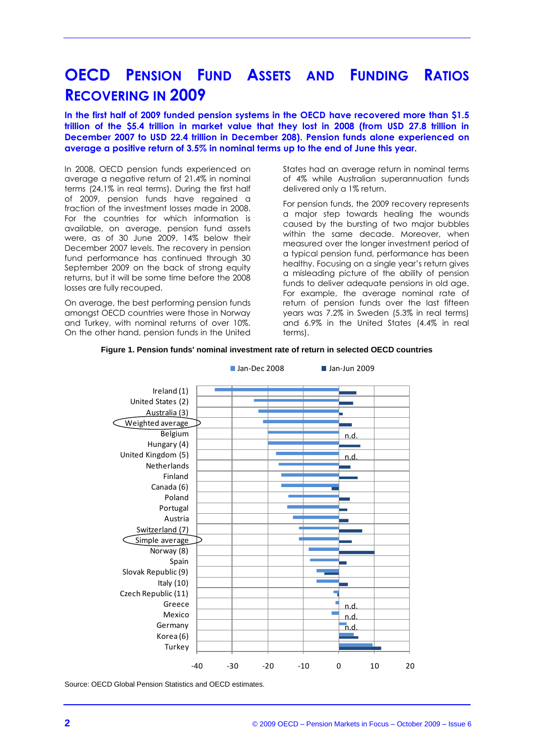# OECD PENSION FUND ASSETS AND FUNDING RATIOS RECOVERING IN 2009

**In the first half of 2009 funded pension systems in the OECD have recovered more than $1.5 trillion of the $5.4 trillion in market value that they lost in 2008 (from USD 27.8 trillion in December 2007 to USD 22.4 trillion in December 208). Pension funds alone experienced on average a positive return of 3.5% in nominal terms up to the end of June this year.**

In 2008, OECD pension funds experienced on average a negative return of 21.4% in nominal terms (24.1% in real terms). During the first half of 2009, pension funds have regained a fraction of the investment losses made in 2008. For the countries for which information is available, on average, pension fund assets were, as of 30 June 2009, 14% below their December 2007 levels. The recovery in pension fund performance has continued through 30 September 2009 on the back of strong equity returns, but it will be some time before the 2008 losses are fully recouped.

On average, the best performing pension funds amongst OECD countries were those in Norway and Turkey, with nominal returns of over 10%. On the other hand, pension funds in the United States had an average return in nominal terms of 4% while Australian superannuation funds delivered only a 1% return.

For pension funds, the 2009 recovery represents a major step towards healing the wounds caused by the bursting of two major bubbles within the same decade. Moreover, when measured over the longer investment period of a typical pension fund, performance has been healthy. Focusing on a single year's return gives a misleading picture of the ability of pension funds to deliver adequate pensions in old age. For example, the average nominal rate of return of pension funds over the last fifteen years was 7.2% in Sweden (5.3% in real terms) and 6.9% in the United States (4.4% in real terms).

**Figure 1. Pension funds' nominal investment rate of return in selected OECD countries**

Legend: Jan-Dec 2008 / Jan-Jun 2009

Countries (top to bottom): Ireland (1), United States (2), Australia (3), Weighted average, Belgium (Jan-Jun 2009: n.d.), Hungary (4), United Kingdom (5) (Jan-Jun 2009: n.d.), Netherlands, Finland, Canada (6), Poland, Portugal, Austria, Switzerland (7), Simple average, Norway (8), Spain, Slovak Republic (9), Italy (10), Czech Republic (11), Greece (Jan-Jun 2009: n.d.), Mexico (Jan-Jun 2009: n.d.), Germany (Jan-Jun 2009: n.d.), Korea (6), Turkey

Axis: -40, -30, -20, -10, 0, 10, 20

Source: OECD Global Pension Statistics and OECD estimates.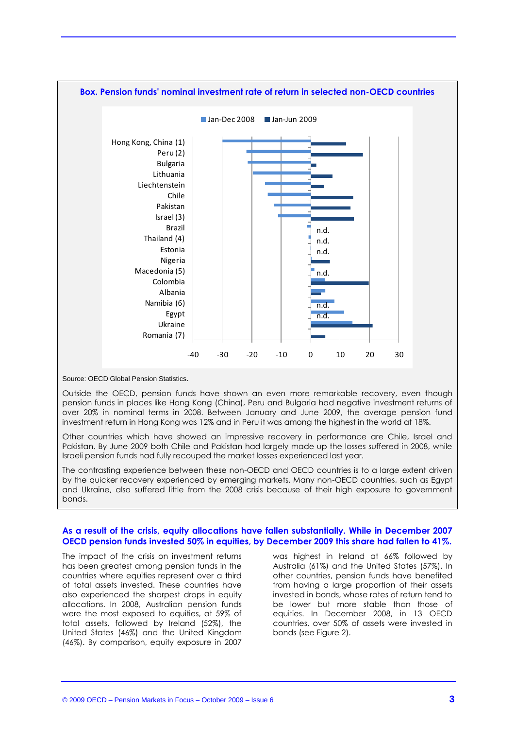**Box. Pension funds' nominal investment rate of return in selected non-OECD countries**

Source: OECD Global Pension Statistics.

Outside the OECD, pension funds have shown an even more remarkable recovery, even though pension funds in places like Hong Kong (China), Peru and Bulgaria had negative investment returns of over 20% in nominal terms in 2008. Between January and June 2009, the average pension fund investment return in Hong Kong was 12% and in Peru it was among the highest in the world at 18%.

Other countries which have showed an impressive recovery in performance are Chile, Israel and Pakistan. By June 2009 both Chile and Pakistan had largely made up the losses suffered in 2008, while Israeli pension funds had fully recouped the market losses experienced last year.

The contrasting experience between these non-OECD and OECD countries is to a large extent driven by the quicker recovery experienced by emerging markets. Many non-OECD countries, such as Egypt and Ukraine, also suffered little from the 2008 crisis because of their high exposure to government bonds.

## As a result of the crisis, equity allocations have fallen substantially. While in December 2007 OECD pension funds invested 50% in equities, by December 2009 this share had fallen to 41%.

The impact of the crisis on investment returns has been greatest among pension funds in the countries where equities represent over a third of total assets invested. These countries have also experienced the sharpest drops in equity allocations. In 2008, Australian pension funds were the most exposed to equities, at 59% of total assets, followed by Ireland (52%), the United States (46%) and the United Kingdom (46%). By comparison, equity exposure in 2007 was highest in Ireland at 66% followed by Australia (61%) and the United States (57%). In other countries, pension funds have benefited from having a large proportion of their assets invested in bonds, whose rates of return tend to be lower but more stable than those of equities. In December 2008, in 13 OECD countries, over 50% of assets were invested in bonds (see Figure 2).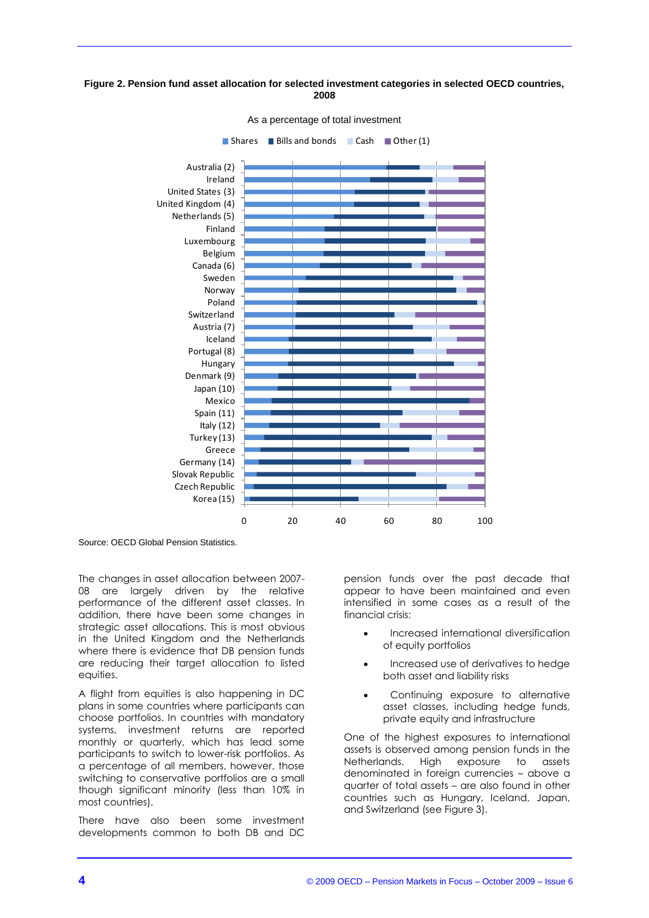**Figure 2. Pension fund asset allocation for selected investment categories in selected OECD countries, 2008**

As a percentage of total investment

Shares | Bills and bonds | Cash | Other (1)

Australia (2), Ireland, United States (3), United Kingdom (4), Netherlands (5), Finland, Luxembourg, Belgium, Canada (6), Sweden, Norway, Poland, Switzerland, Austria (7), Iceland, Portugal (8), Hungary, Denmark (9), Japan (10), Mexico, Spain (11), Italy (12), Turkey (13), Greece, Germany (14), Slovak Republic, Czech Republic, Korea (15)

0 20 40 60 80 100

Source: OECD Global Pension Statistics.

The changes in asset allocation between 2007-08 are largely driven by the relative performance of the different asset classes. In addition, there have been some changes in strategic asset allocations. This is most obvious in the United Kingdom and the Netherlands where there is evidence that DB pension funds are reducing their target allocation to listed equities.

A flight from equities is also happening in DC plans in some countries where participants can choose portfolios. In countries with mandatory systems, investment returns are reported monthly or quarterly, which has lead some participants to switch to lower-risk portfolios. As a percentage of all members, however, those switching to conservative portfolios are a small though significant minority (less than 10% in most countries).

There have also been some investment developments common to both DB and DC pension funds over the past decade that appear to have been maintained and even intensified in some cases as a result of the financial crisis:

- Increased international diversification of equity portfolios
- Increased use of derivatives to hedge both asset and liability risks
- Continuing exposure to alternative asset classes, including hedge funds, private equity and infrastructure

One of the highest exposures to international assets is observed among pension funds in the Netherlands. High exposure to assets denominated in foreign currencies – above a quarter of total assets – are also found in other countries such as Hungary, Iceland, Japan, and Switzerland (see Figure 3).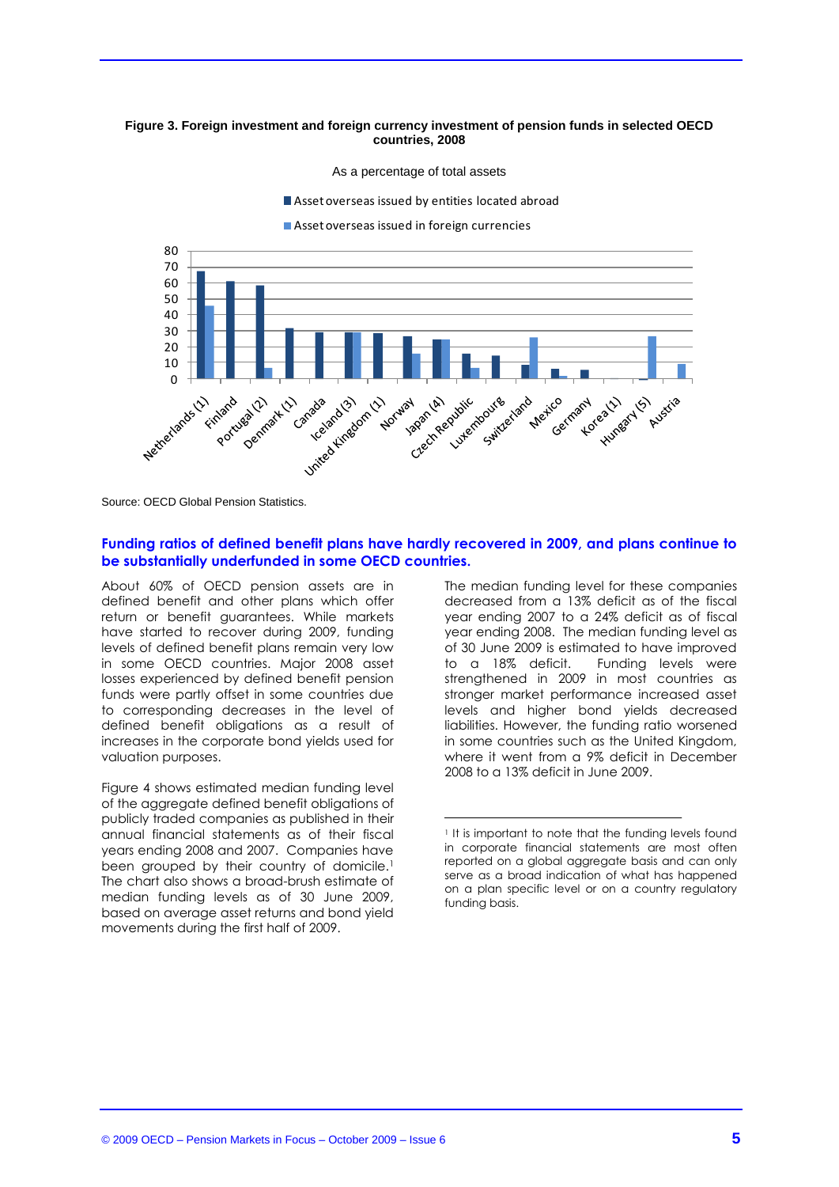**Figure 3. Foreign investment and foreign currency investment of pension funds in selected OECD countries, 2008**

As a percentage of total assets

Source: OECD Global Pension Statistics.

## Funding ratios of defined benefit plans have hardly recovered in 2009, and plans continue to be substantially underfunded in some OECD countries.

About 60% of OECD pension assets are in defined benefit and other plans which offer return or benefit guarantees. While markets have started to recover during 2009, funding levels of defined benefit plans remain very low in some OECD countries. Major 2008 asset losses experienced by defined benefit pension funds were partly offset in some countries due to corresponding decreases in the level of defined benefit obligations as a result of increases in the corporate bond yields used for valuation purposes.

Figure 4 shows estimated median funding level of the aggregate defined benefit obligations of publicly traded companies as published in their annual financial statements as of their fiscal years ending 2008 and 2007. Companies have been grouped by their country of domicile.[1] The chart also shows a broad-brush estimate of median funding levels as of 30 June 2009, based on average asset returns and bond yield movements during the first half of 2009.

The median funding level for these companies decreased from a 13% deficit as of the fiscal year ending 2007 to a 24% deficit as of fiscal year ending 2008. The median funding level as of 30 June 2009 is estimated to have improved to a 18% deficit. Funding levels were strengthened in 2009 in most countries as stronger market performance increased asset levels and higher bond yields decreased liabilities. However, the funding ratio worsened in some countries such as the United Kingdom, where it went from a 9% deficit in December 2008 to a 13% deficit in June 2009.

[1] It is important to note that the funding levels found in corporate financial statements are most often reported on a global aggregate basis and can only serve as a broad indication of what has happened on a plan specific level or on a country regulatory funding basis.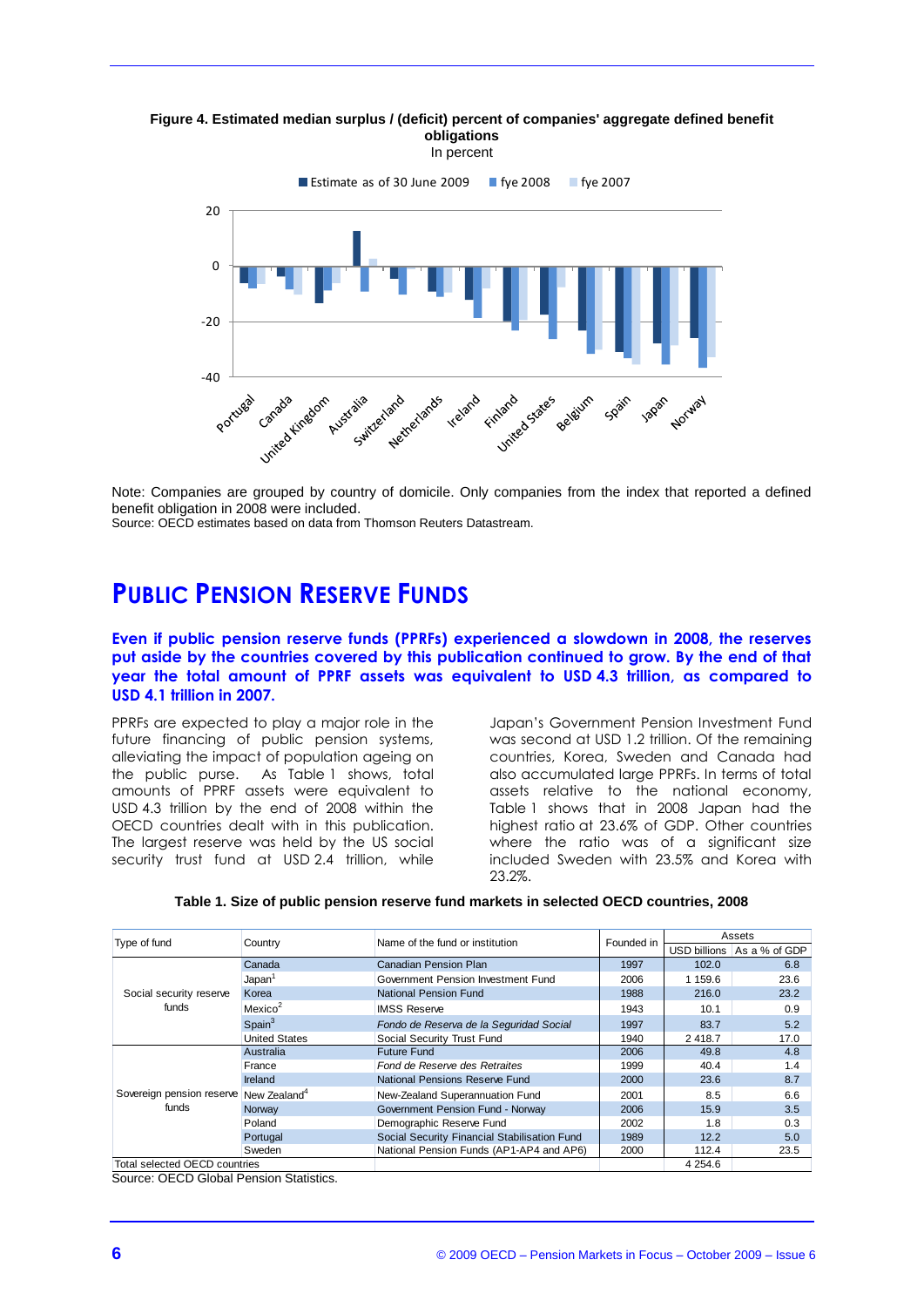**Figure 4. Estimated median surplus / (deficit) percent of companies' aggregate defined benefit obligations**

In percent

Note: Companies are grouped by country of domicile. Only companies from the index that reported a defined benefit obligation in 2008 were included.

Source: OECD estimates based on data from Thomson Reuters Datastream.

# PUBLIC PENSION RESERVE FUNDS

**Even if public pension reserve funds (PPRFs) experienced a slowdown in 2008, the reserves put aside by the countries covered by this publication continued to grow. By the end of that year the total amount of PPRF assets was equivalent to USD 4.3 trillion, as compared to USD 4.1 trillion in 2007.**

PPRFs are expected to play a major role in the future financing of public pension systems, alleviating the impact of population ageing on the public purse. As Table 1 shows, total amounts of PPRF assets were equivalent to USD 4.3 trillion by the end of 2008 within the OECD countries dealt with in this publication. The largest reserve was held by the US social security trust fund at USD 2.4 trillion, while Japan's Government Pension Investment Fund was second at USD 1.2 trillion. Of the remaining countries, Korea, Sweden and Canada had also accumulated large PPRFs. In terms of total assets relative to the national economy, Table 1 shows that in 2008 Japan had the highest ratio at 23.6% of GDP. Other countries where the ratio was of a significant size included Sweden with 23.5% and Korea with 23.2%.

**Table 1. Size of public pension reserve fund markets in selected OECD countries, 2008**

| Type of fund | Country | Name of the fund or institution | Founded in | Assets | |
|---|---|---|---|---|---|
| | | | | USD billions | As a % of GDP |
| Social security reserve funds | Canada | Canadian Pension Plan | 1997 | 102.0 | 6.8 |
| | Japan[1] | Government Pension Investment Fund | 2006 | 1 159.6 | 23.6 |
| | Korea | National Pension Fund | 1988 | 216.0 | 23.2 |
| | Mexico[2] | IMSS Reserve | 1943 | 10.1 | 0.9 |
| | Spain[3] | *Fondo de Reserva de la Seguridad Social* | 1997 | 83.7 | 5.2 |
| | United States | Social Security Trust Fund | 1940 | 2 418.7 | 17.0 |
| Sovereign pension reserve funds | Australia | Future Fund | 2006 | 49.8 | 4.8 |
| | France | *Fond de Reserve des Retraites* | 1999 | 40.4 | 1.4 |
| | Ireland | National Pensions Reserve Fund | 2000 | 23.6 | 8.7 |
| | New Zealand[4] | New-Zealand Superannuation Fund | 2001 | 8.5 | 6.6 |
| | Norway | Government Pension Fund - Norway | 2006 | 15.9 | 3.5 |
| | Poland | Demographic Reserve Fund | 2002 | 1.8 | 0.3 |
| | Portugal | Social Security Financial Stabilisation Fund | 1989 | 12.2 | 5.0 |
| | Sweden | National Pension Funds (AP1-AP4 and AP6) | 2000 | 112.4 | 23.5 |
| Total selected OECD countries | | | | 4 254.6 | |

Source: OECD Global Pension Statistics.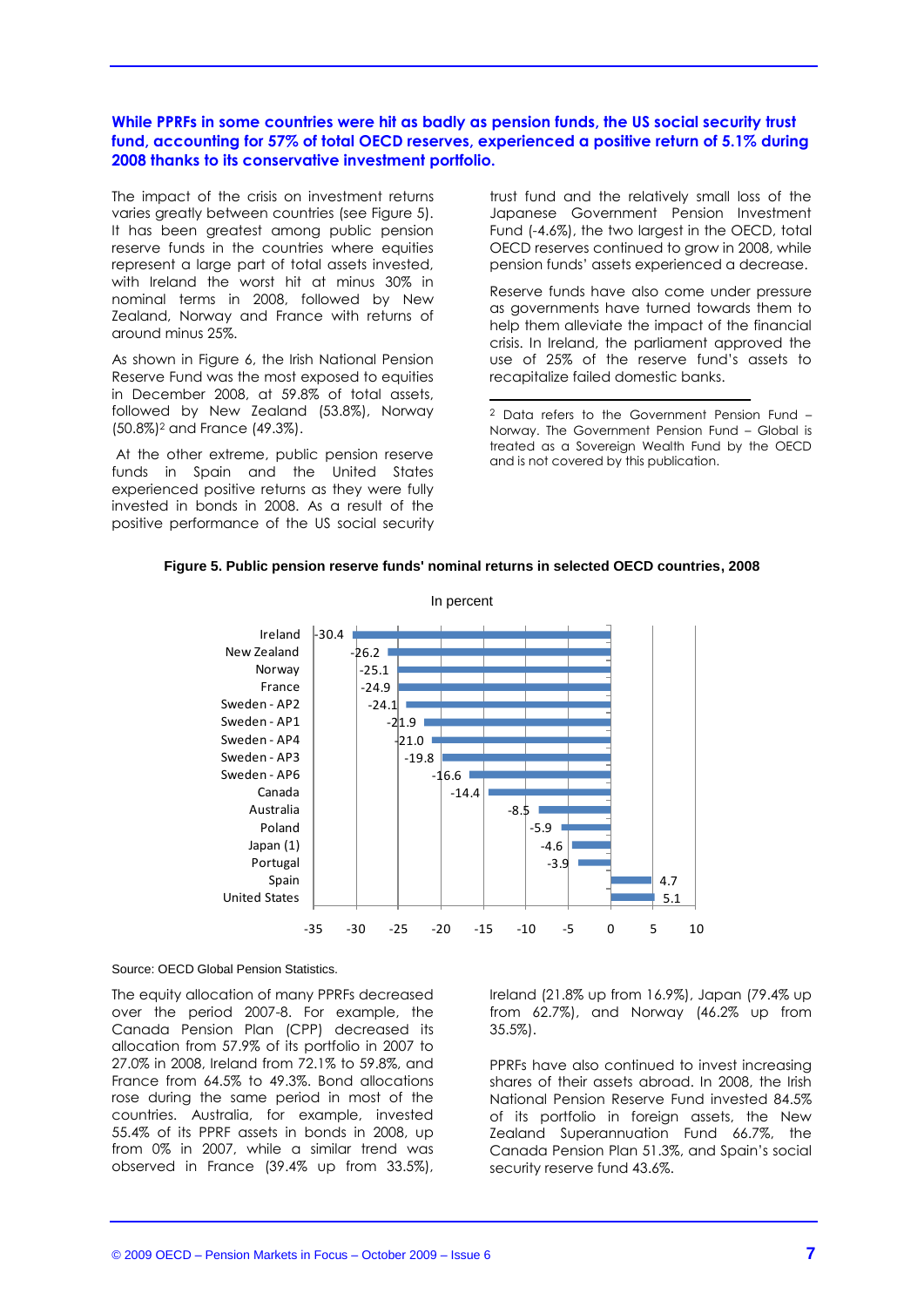**While PPRFs in some countries were hit as badly as pension funds, the US social security trust fund, accounting for 57% of total OECD reserves, experienced a positive return of 5.1% during 2008 thanks to its conservative investment portfolio.**

The impact of the crisis on investment returns varies greatly between countries (see Figure 5). It has been greatest among public pension reserve funds in the countries where equities represent a large part of total assets invested, with Ireland the worst hit at minus 30% in nominal terms in 2008, followed by New Zealand, Norway and France with returns of around minus 25%.

As shown in Figure 6, the Irish National Pension Reserve Fund was the most exposed to equities in December 2008, at 59.8% of total assets, followed by New Zealand (53.8%), Norway (50.8%)[2] and France (49.3%).

At the other extreme, public pension reserve funds in Spain and the United States experienced positive returns as they were fully invested in bonds in 2008. As a result of the positive performance of the US social security trust fund and the relatively small loss of the Japanese Government Pension Investment Fund (-4.6%), the two largest in the OECD, total OECD reserves continued to grow in 2008, while pension funds' assets experienced a decrease.

Reserve funds have also come under pressure as governments have turned towards them to help them alleviate the impact of the financial crisis. In Ireland, the parliament approved the use of 25% of the reserve fund's assets to recapitalize failed domestic banks.

[2] Data refers to the Government Pension Fund – Norway. The Government Pension Fund – Global is treated as a Sovereign Wealth Fund by the OECD and is not covered by this publication.

**Figure 5. Public pension reserve funds' nominal returns in selected OECD countries, 2008**

In percent

| Country | Return (%) |
|---|---|
| Ireland | -30.4 |
| New Zealand | -26.2 |
| Norway | -25.1 |
| France | -24.9 |
| Sweden - AP2 | -24.1 |
| Sweden - AP1 | -21.9 |
| Sweden - AP4 | -21.0 |
| Sweden - AP3 | -19.8 |
| Sweden - AP6 | -16.6 |
| Canada | -14.4 |
| Australia | -8.5 |
| Poland | -5.9 |
| Japan (1) | -4.6 |
| Portugal | -3.9 |
| Spain | 4.7 |
| United States | 5.1 |

Source: OECD Global Pension Statistics.

The equity allocation of many PPRFs decreased over the period 2007-8. For example, the Canada Pension Plan (CPP) decreased its allocation from 57.9% of its portfolio in 2007 to 27.0% in 2008, Ireland from 72.1% to 59.8%, and France from 64.5% to 49.3%. Bond allocations rose during the same period in most of the countries. Australia, for example, invested 55.4% of its PPRF assets in bonds in 2008, up from 0% in 2007, while a similar trend was observed in France (39.4% up from 33.5%), Ireland (21.8% up from 16.9%), Japan (79.4% up from 62.7%), and Norway (46.2% up from 35.5%).

PPRFs have also continued to invest increasing shares of their assets abroad. In 2008, the Irish National Pension Reserve Fund invested 84.5% of its portfolio in foreign assets, the New Zealand Superannuation Fund 66.7%, the Canada Pension Plan 51.3%, and Spain's social security reserve fund 43.6%.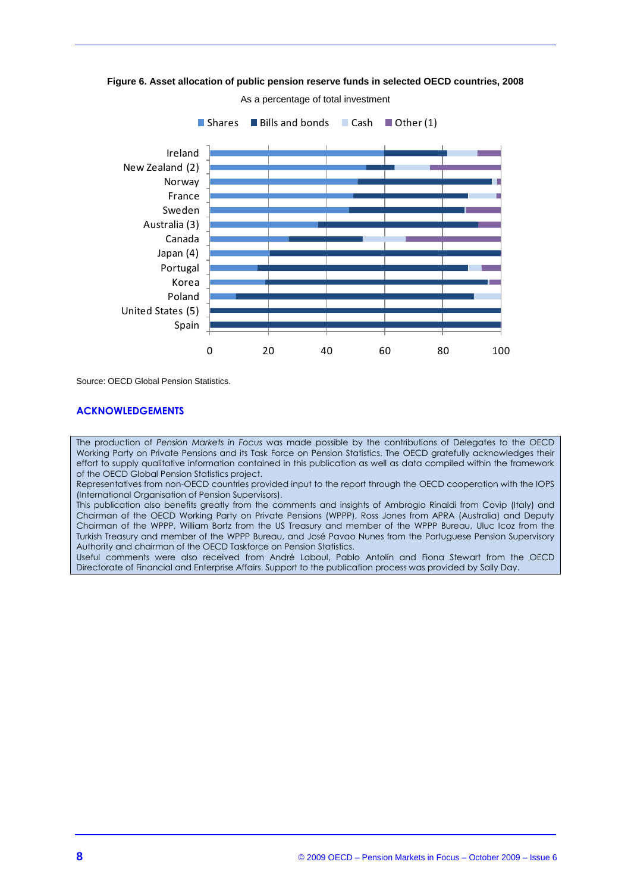**Figure 6. Asset allocation of public pension reserve funds in selected OECD countries, 2008**

As a percentage of total investment

Source: OECD Global Pension Statistics.

## ACKNOWLEDGEMENTS

The production of *Pension Markets in Focus* was made possible by the contributions of Delegates to the OECD Working Party on Private Pensions and its Task Force on Pension Statistics. The OECD gratefully acknowledges their effort to supply qualitative information contained in this publication as well as data compiled within the framework of the OECD Global Pension Statistics project.

Representatives from non-OECD countries provided input to the report through the OECD cooperation with the IOPS (International Organisation of Pension Supervisors).

This publication also benefits greatly from the comments and insights of Ambrogio Rinaldi from Covip (Italy) and Chairman of the OECD Working Party on Private Pensions (WPPP), Ross Jones from APRA (Australia) and Deputy Chairman of the WPPP, William Bortz from the US Treasury and member of the WPPP Bureau, Uluc Icoz from the Turkish Treasury and member of the WPPP Bureau, and José Pavao Nunes from the Portuguese Pension Supervisory Authority and chairman of the OECD Taskforce on Pension Statistics.

Useful comments were also received from André Laboul, Pablo Antolín and Fiona Stewart from the OECD Directorate of Financial and Enterprise Affairs. Support to the publication process was provided by Sally Day.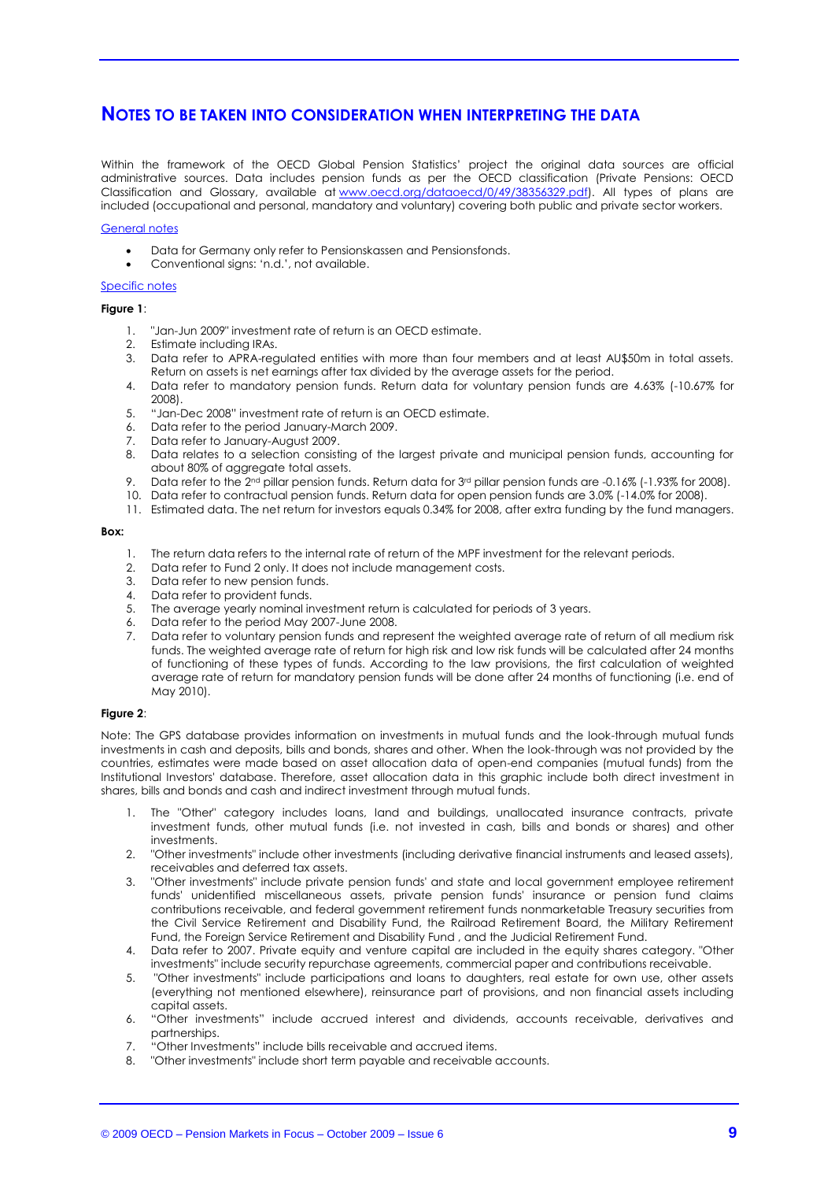## NOTES TO BE TAKEN INTO CONSIDERATION WHEN INTERPRETING THE DATA

Within the framework of the OECD Global Pension Statistics' project the original data sources are official administrative sources. Data includes pension funds as per the OECD classification (Private Pensions: OECD Classification and Glossary, available at www.oecd.org/dataoecd/0/49/38356329.pdf). All types of plans are included (occupational and personal, mandatory and voluntary) covering both public and private sector workers.

General notes

- Data for Germany only refer to Pensionskassen and Pensionsfonds.
- Conventional signs: 'n.d.', not available.

Specific notes

**Figure 1**:

1. "Jan-Jun 2009" investment rate of return is an OECD estimate.
2. Estimate including IRAs.
3. Data refer to APRA-regulated entities with more than four members and at least AU$50m in total assets. Return on assets is net earnings after tax divided by the average assets for the period.
4. Data refer to mandatory pension funds. Return data for voluntary pension funds are 4.63% (-10.67% for 2008).
5. "Jan-Dec 2008" investment rate of return is an OECD estimate.
6. Data refer to the period January-March 2009.
7. Data refer to January-August 2009.
8. Data relates to a selection consisting of the largest private and municipal pension funds, accounting for about 80% of aggregate total assets.
9. Data refer to the 2nd pillar pension funds. Return data for 3rd pillar pension funds are -0.16% (-1.93% for 2008).
10. Data refer to contractual pension funds. Return data for open pension funds are 3.0% (-14.0% for 2008).
11. Estimated data. The net return for investors equals 0.34% for 2008, after extra funding by the fund managers.

**Box:**

1. The return data refers to the internal rate of return of the MPF investment for the relevant periods.
2. Data refer to Fund 2 only. It does not include management costs.
3. Data refer to new pension funds.
4. Data refer to provident funds.
5. The average yearly nominal investment return is calculated for periods of 3 years.
6. Data refer to the period May 2007-June 2008.
7. Data refer to voluntary pension funds and represent the weighted average rate of return of all medium risk funds. The weighted average rate of return for high risk and low risk funds will be calculated after 24 months of functioning of these types of funds. According to the law provisions, the first calculation of weighted average rate of return for mandatory pension funds will be done after 24 months of functioning (i.e. end of May 2010).

**Figure 2**:

Note: The GPS database provides information on investments in mutual funds and the look-through mutual funds investments in cash and deposits, bills and bonds, shares and other. When the look-through was not provided by the countries, estimates were made based on asset allocation data of open-end companies (mutual funds) from the Institutional Investors' database. Therefore, asset allocation data in this graphic include both direct investment in shares, bills and bonds and cash and indirect investment through mutual funds.

1. The "Other" category includes loans, land and buildings, unallocated insurance contracts, private investment funds, other mutual funds (i.e. not invested in cash, bills and bonds or shares) and other investments.
2. "Other investments" include other investments (including derivative financial instruments and leased assets), receivables and deferred tax assets.
3. "Other investments" include private pension funds' and state and local government employee retirement funds' unidentified miscellaneous assets, private pension funds' insurance or pension fund claims contributions receivable, and federal government retirement funds nonmarketable Treasury securities from the Civil Service Retirement and Disability Fund, the Railroad Retirement Board, the Military Retirement Fund, the Foreign Service Retirement and Disability Fund , and the Judicial Retirement Fund.
4. Data refer to 2007. Private equity and venture capital are included in the equity shares category. "Other investments" include security repurchase agreements, commercial paper and contributions receivable.
5. "Other investments" include participations and loans to daughters, real estate for own use, other assets (everything not mentioned elsewhere), reinsurance part of provisions, and non financial assets including capital assets.
6. "Other investments" include accrued interest and dividends, accounts receivable, derivatives and partnerships.
7. "Other Investments" include bills receivable and accrued items.
8. "Other investments" include short term payable and receivable accounts.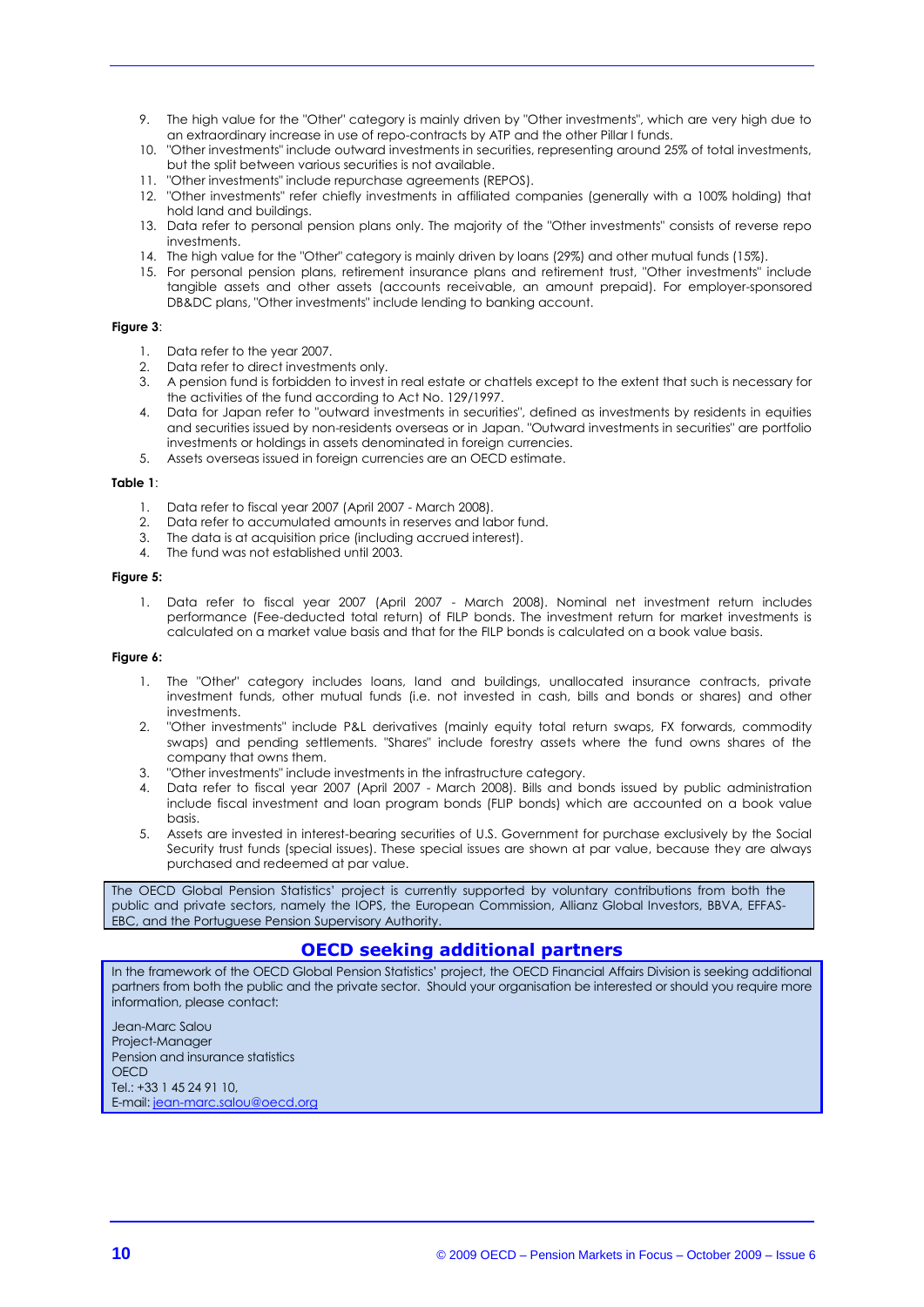9. The high value for the "Other" category is mainly driven by "Other investments", which are very high due to an extraordinary increase in use of repo-contracts by ATP and the other Pillar I funds.
10. "Other investments" include outward investments in securities, representing around 25% of total investments, but the split between various securities is not available.
11. "Other investments" include repurchase agreements (REPOS).
12. "Other investments" refer chiefly investments in affiliated companies (generally with a 100% holding) that hold land and buildings.
13. Data refer to personal pension plans only. The majority of the "Other investments" consists of reverse repo investments.
14. The high value for the "Other" category is mainly driven by loans (29%) and other mutual funds (15%).
15. For personal pension plans, retirement insurance plans and retirement trust, "Other investments" include tangible assets and other assets (accounts receivable, an amount prepaid). For employer-sponsored DB&DC plans, "Other investments" include lending to banking account.

**Figure 3**:

1. Data refer to the year 2007.
2. Data refer to direct investments only.
3. A pension fund is forbidden to invest in real estate or chattels except to the extent that such is necessary for the activities of the fund according to Act No. 129/1997.
4. Data for Japan refer to "outward investments in securities", defined as investments by residents in equities and securities issued by non-residents overseas or in Japan. "Outward investments in securities" are portfolio investments or holdings in assets denominated in foreign currencies.
5. Assets overseas issued in foreign currencies are an OECD estimate.

**Table 1**:

1. Data refer to fiscal year 2007 (April 2007 - March 2008).
2. Data refer to accumulated amounts in reserves and labor fund.
3. The data is at acquisition price (including accrued interest).
4. The fund was not established until 2003.

**Figure 5:**

1. Data refer to fiscal year 2007 (April 2007 - March 2008). Nominal net investment return includes performance (Fee-deducted total return) of FILP bonds. The investment return for market investments is calculated on a market value basis and that for the FILP bonds is calculated on a book value basis.

**Figure 6:**

1. The "Other" category includes loans, land and buildings, unallocated insurance contracts, private investment funds, other mutual funds (i.e. not invested in cash, bills and bonds or shares) and other investments.
2. "Other investments" include P&L derivatives (mainly equity total return swaps, FX forwards, commodity swaps) and pending settlements. "Shares" include forestry assets where the fund owns shares of the company that owns them.
3. "Other investments" include investments in the infrastructure category.
4. Data refer to fiscal year 2007 (April 2007 - March 2008). Bills and bonds issued by public administration include fiscal investment and loan program bonds (FLIP bonds) which are accounted on a book value basis.
5. Assets are invested in interest-bearing securities of U.S. Government for purchase exclusively by the Social Security trust funds (special issues). These special issues are shown at par value, because they are always purchased and redeemed at par value.

The OECD Global Pension Statistics' project is currently supported by voluntary contributions from both the public and private sectors, namely the IOPS, the European Commission, Allianz Global Investors, BBVA, EFFAS-EBC, and the Portuguese Pension Supervisory Authority.

## OECD seeking additional partners

In the framework of the OECD Global Pension Statistics' project, the OECD Financial Affairs Division is seeking additional partners from both the public and the private sector. Should your organisation be interested or should you require more information, please contact:

Jean-Marc Salou
Project-Manager
Pension and insurance statistics
OECD
Tel.: +33 1 45 24 91 10,
E-mail: jean-marc.salou@oecd.org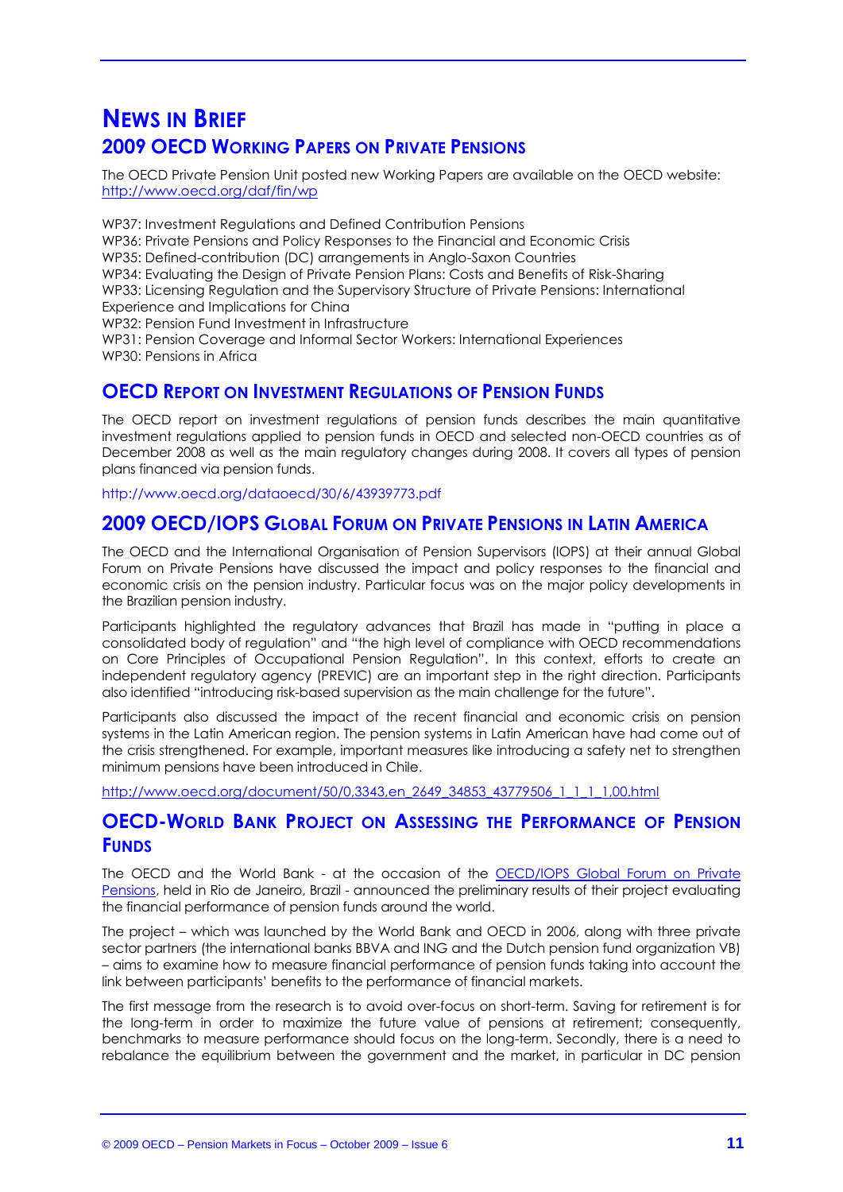# News in Brief

## 2009 OECD Working Papers on Private Pensions

The OECD Private Pension Unit posted new Working Papers are available on the OECD website: http://www.oecd.org/daf/fin/wp

WP37: Investment Regulations and Defined Contribution Pensions
WP36: Private Pensions and Policy Responses to the Financial and Economic Crisis
WP35: Defined-contribution (DC) arrangements in Anglo-Saxon Countries
WP34: Evaluating the Design of Private Pension Plans: Costs and Benefits of Risk-Sharing
WP33: Licensing Regulation and the Supervisory Structure of Private Pensions: International Experience and Implications for China
WP32: Pension Fund Investment in Infrastructure
WP31: Pension Coverage and Informal Sector Workers: International Experiences
WP30: Pensions in Africa

## OECD Report on Investment Regulations of Pension Funds

The OECD report on investment regulations of pension funds describes the main quantitative investment regulations applied to pension funds in OECD and selected non-OECD countries as of December 2008 as well as the main regulatory changes during 2008. It covers all types of pension plans financed via pension funds.

http://www.oecd.org/dataoecd/30/6/43939773.pdf

## 2009 OECD/IOPS Global Forum on Private Pensions in Latin America

The OECD and the International Organisation of Pension Supervisors (IOPS) at their annual Global Forum on Private Pensions have discussed the impact and policy responses to the financial and economic crisis on the pension industry. Particular focus was on the major policy developments in the Brazilian pension industry.

Participants highlighted the regulatory advances that Brazil has made in "putting in place a consolidated body of regulation" and "the high level of compliance with OECD recommendations on Core Principles of Occupational Pension Regulation". In this context, efforts to create an independent regulatory agency (PREVIC) are an important step in the right direction. Participants also identified "introducing risk-based supervision as the main challenge for the future".

Participants also discussed the impact of the recent financial and economic crisis on pension systems in the Latin American region. The pension systems in Latin American have had come out of the crisis strengthened. For example, important measures like introducing a safety net to strengthen minimum pensions have been introduced in Chile.

http://www.oecd.org/document/50/0,3343,en_2649_34853_43779506_1_1_1_1,00.html

## OECD-World Bank Project on Assessing the Performance of Pension Funds

The OECD and the World Bank - at the occasion of the OECD/IOPS Global Forum on Private Pensions, held in Rio de Janeiro, Brazil - announced the preliminary results of their project evaluating the financial performance of pension funds around the world.

The project – which was launched by the World Bank and OECD in 2006, along with three private sector partners (the international banks BBVA and ING and the Dutch pension fund organization VB) – aims to examine how to measure financial performance of pension funds taking into account the link between participants' benefits to the performance of financial markets.

The first message from the research is to avoid over-focus on short-term. Saving for retirement is for the long-term in order to maximize the future value of pensions at retirement; consequently, benchmarks to measure performance should focus on the long-term. Secondly, there is a need to rebalance the equilibrium between the government and the market, in particular in DC pension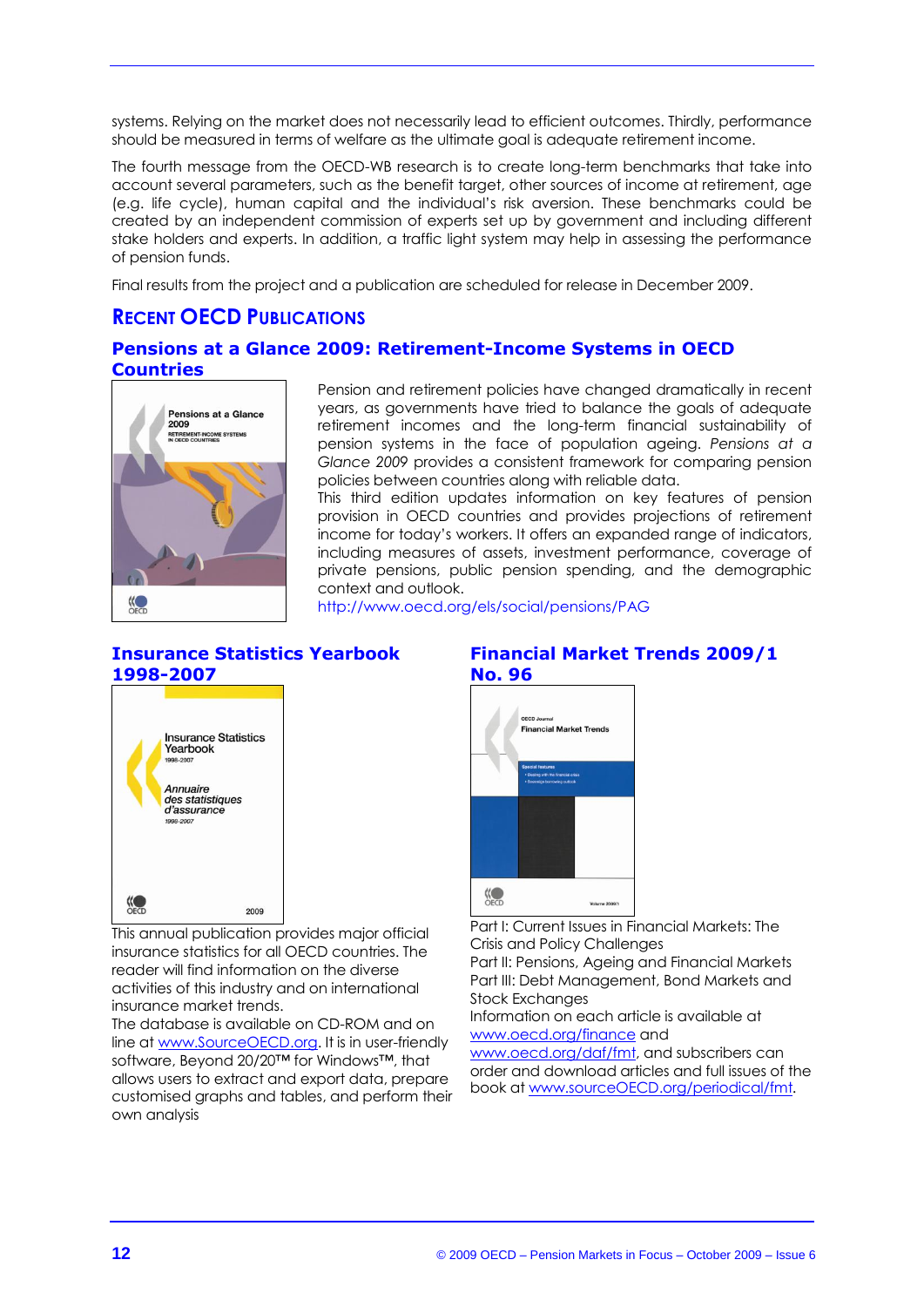systems. Relying on the market does not necessarily lead to efficient outcomes. Thirdly, performance should be measured in terms of welfare as the ultimate goal is adequate retirement income.

The fourth message from the OECD-WB research is to create long-term benchmarks that take into account several parameters, such as the benefit target, other sources of income at retirement, age (e.g. life cycle), human capital and the individual's risk aversion. These benchmarks could be created by an independent commission of experts set up by government and including different stake holders and experts. In addition, a traffic light system may help in assessing the performance of pension funds.

Final results from the project and a publication are scheduled for release in December 2009.

## RECENT OECD PUBLICATIONS

### Pensions at a Glance 2009: Retirement-Income Systems in OECD Countries

Pension and retirement policies have changed dramatically in recent years, as governments have tried to balance the goals of adequate retirement incomes and the long-term financial sustainability of pension systems in the face of population ageing. *Pensions at a Glance 2009* provides a consistent framework for comparing pension policies between countries along with reliable data.
This third edition updates information on key features of pension provision in OECD countries and provides projections of retirement income for today's workers. It offers an expanded range of indicators, including measures of assets, investment performance, coverage of private pensions, public pension spending, and the demographic context and outlook.
http://www.oecd.org/els/social/pensions/PAG

### Insurance Statistics Yearbook 1998-2007

This annual publication provides major official insurance statistics for all OECD countries. The reader will find information on the diverse activities of this industry and on international insurance market trends.
The database is available on CD-ROM and on line at www.SourceOECD.org. It is in user-friendly software, Beyond 20/20™ for Windows™, that allows users to extract and export data, prepare customised graphs and tables, and perform their own analysis

### Financial Market Trends 2009/1 No. 96

Part I: Current Issues in Financial Markets: The Crisis and Policy Challenges
Part II: Pensions, Ageing and Financial Markets
Part III: Debt Management, Bond Markets and Stock Exchanges
Information on each article is available at www.oecd.org/finance and www.oecd.org/daf/fmt, and subscribers can order and download articles and full issues of the book at www.sourceOECD.org/periodical/fmt.